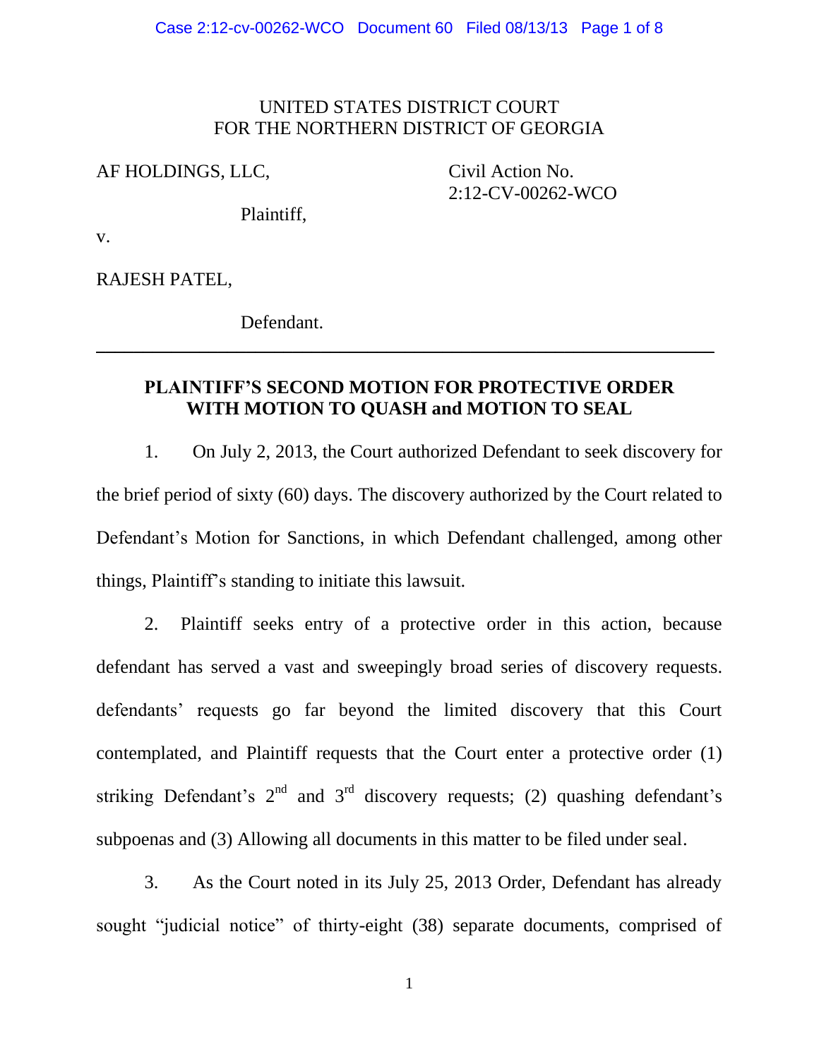UNITED STATES DISTRICT COURT
FOR THE NORTHERN DISTRICT OF GEORGIA

AF HOLDINGS, LLC,

Plaintiff,

v.

RAJESH PATEL,

Defendant.

Civil Action No.
2:12-CV-00262-WCO

---

**PLAINTIFF'S SECOND MOTION FOR PROTECTIVE ORDER WITH MOTION TO QUASH and MOTION TO SEAL**

1. On July 2, 2013, the Court authorized Defendant to seek discovery for the brief period of sixty (60) days. The discovery authorized by the Court related to Defendant's Motion for Sanctions, in which Defendant challenged, among other things, Plaintiff's standing to initiate this lawsuit.

2. Plaintiff seeks entry of a protective order in this action, because defendant has served a vast and sweepingly broad series of discovery requests. defendants' requests go far beyond the limited discovery that this Court contemplated, and Plaintiff requests that the Court enter a protective order (1) striking Defendant's 2nd and 3rd discovery requests; (2) quashing defendant's subpoenas and (3) Allowing all documents in this matter to be filed under seal.

3. As the Court noted in its July 25, 2013 Order, Defendant has already sought "judicial notice" of thirty-eight (38) separate documents, comprised of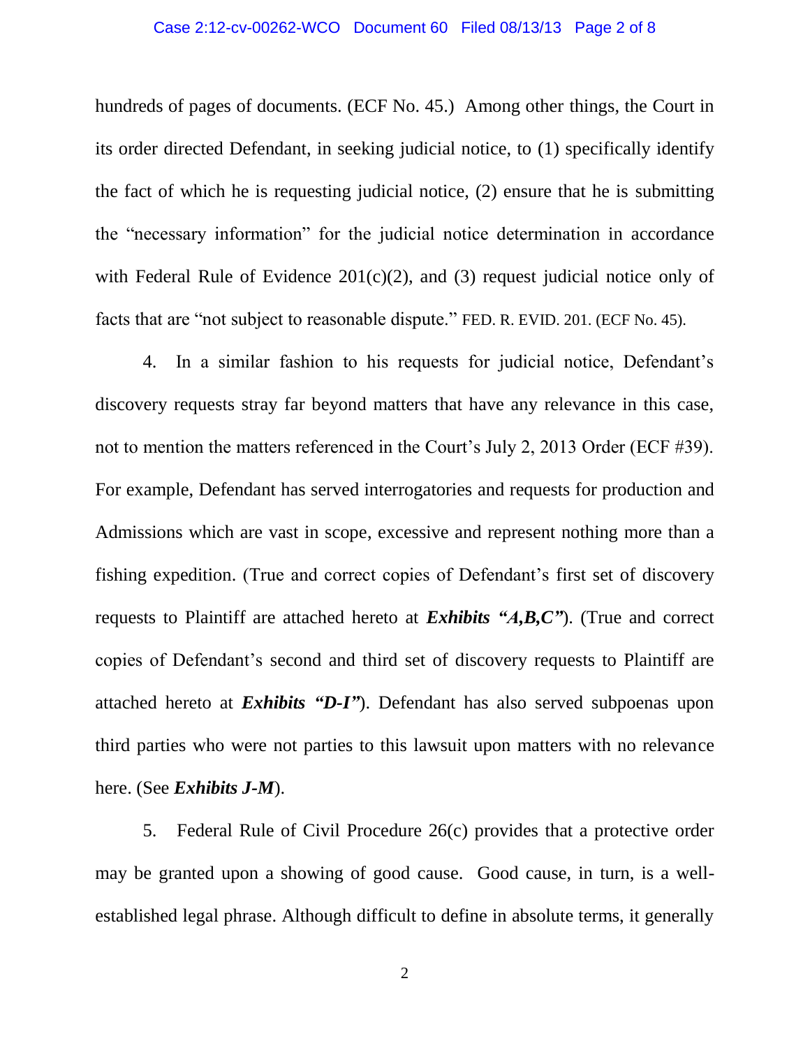hundreds of pages of documents. (ECF No. 45.) Among other things, the Court in its order directed Defendant, in seeking judicial notice, to (1) specifically identify the fact of which he is requesting judicial notice, (2) ensure that he is submitting the "necessary information" for the judicial notice determination in accordance with Federal Rule of Evidence 201(c)(2), and (3) request judicial notice only of facts that are "not subject to reasonable dispute." FED. R. EVID. 201. (ECF No. 45).

4. In a similar fashion to his requests for judicial notice, Defendant's discovery requests stray far beyond matters that have any relevance in this case, not to mention the matters referenced in the Court's July 2, 2013 Order (ECF #39). For example, Defendant has served interrogatories and requests for production and Admissions which are vast in scope, excessive and represent nothing more than a fishing expedition. (True and correct copies of Defendant's first set of discovery requests to Plaintiff are attached hereto at ***Exhibits "A,B,C"***). (True and correct copies of Defendant's second and third set of discovery requests to Plaintiff are attached hereto at ***Exhibits "D-I"***). Defendant has also served subpoenas upon third parties who were not parties to this lawsuit upon matters with no relevance here. (See ***Exhibits J-M***).

5. Federal Rule of Civil Procedure 26(c) provides that a protective order may be granted upon a showing of good cause. Good cause, in turn, is a well-established legal phrase. Although difficult to define in absolute terms, it generally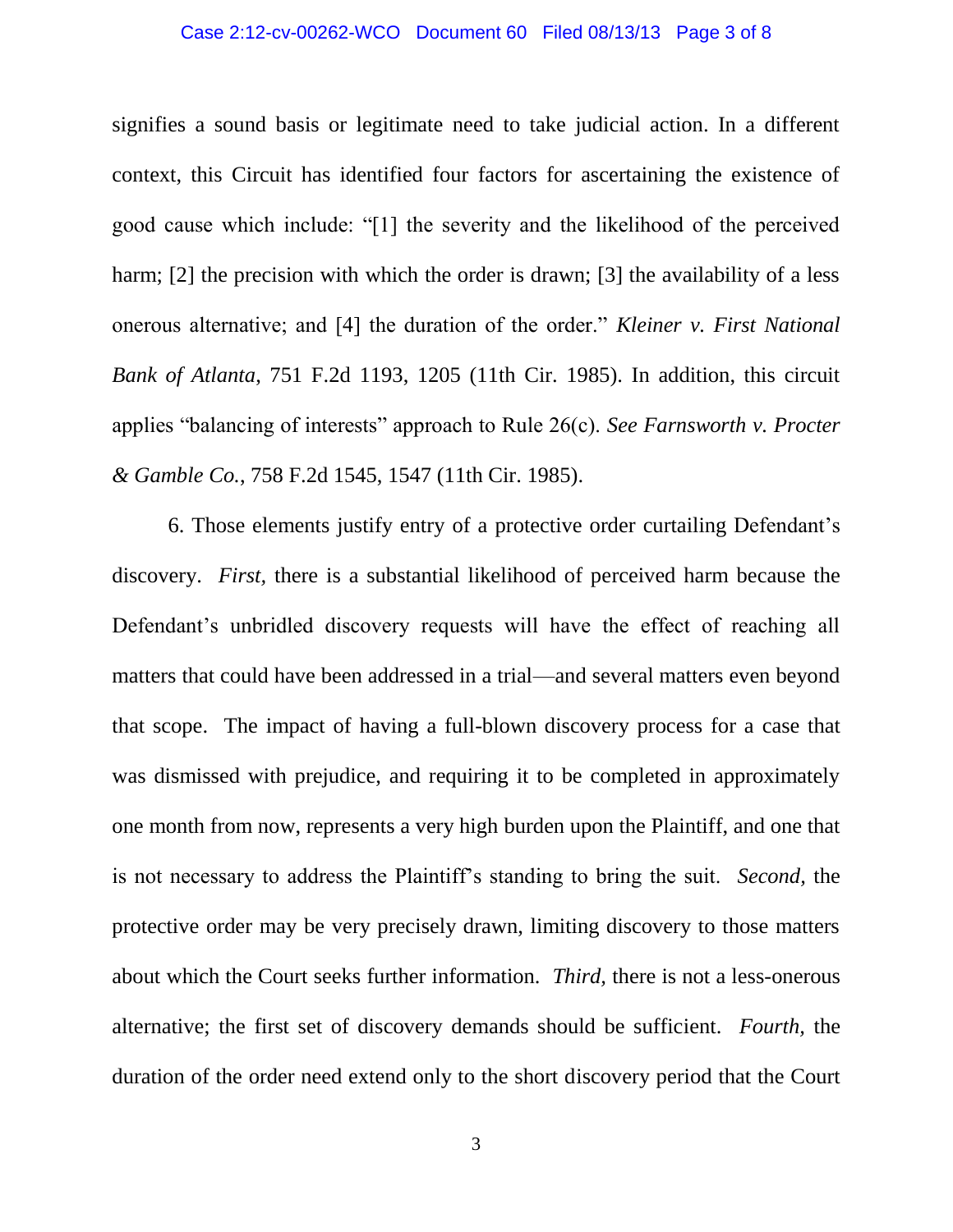signifies a sound basis or legitimate need to take judicial action. In a different context, this Circuit has identified four factors for ascertaining the existence of good cause which include: "[1] the severity and the likelihood of the perceived harm; [2] the precision with which the order is drawn; [3] the availability of a less onerous alternative; and [4] the duration of the order." *Kleiner v. First National Bank of Atlanta*, 751 F.2d 1193, 1205 (11th Cir. 1985). In addition, this circuit applies "balancing of interests" approach to Rule 26(c). *See Farnsworth v. Procter & Gamble Co.*, 758 F.2d 1545, 1547 (11th Cir. 1985).

6. Those elements justify entry of a protective order curtailing Defendant's discovery. *First,* there is a substantial likelihood of perceived harm because the Defendant's unbridled discovery requests will have the effect of reaching all matters that could have been addressed in a trial—and several matters even beyond that scope. The impact of having a full-blown discovery process for a case that was dismissed with prejudice, and requiring it to be completed in approximately one month from now, represents a very high burden upon the Plaintiff, and one that is not necessary to address the Plaintiff's standing to bring the suit. *Second,* the protective order may be very precisely drawn, limiting discovery to those matters about which the Court seeks further information. *Third,* there is not a less-onerous alternative; the first set of discovery demands should be sufficient. *Fourth,* the duration of the order need extend only to the short discovery period that the Court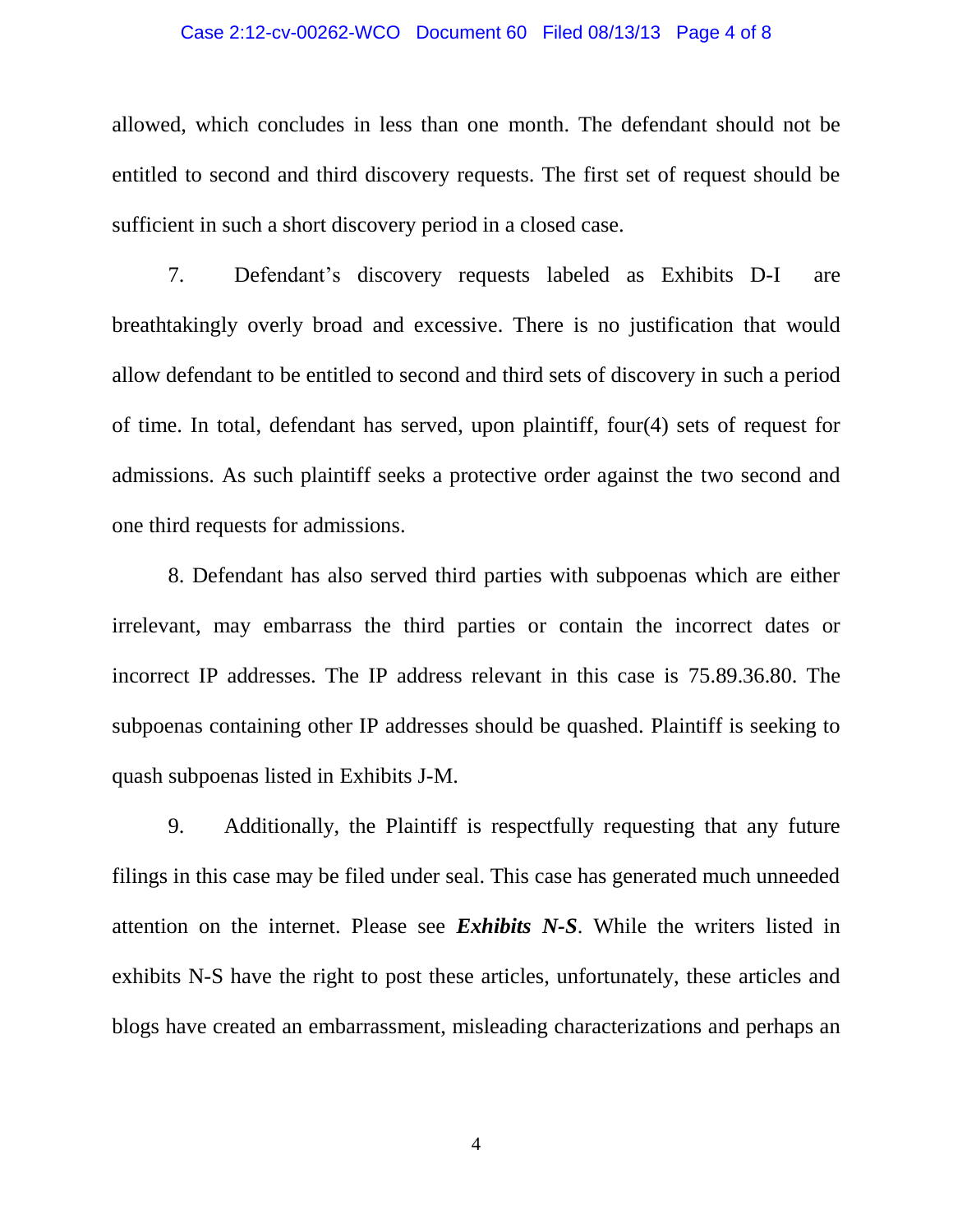allowed, which concludes in less than one month. The defendant should not be entitled to second and third discovery requests. The first set of request should be sufficient in such a short discovery period in a closed case.

7. Defendant's discovery requests labeled as Exhibits D-I are breathtakingly overly broad and excessive. There is no justification that would allow defendant to be entitled to second and third sets of discovery in such a period of time. In total, defendant has served, upon plaintiff, four(4) sets of request for admissions. As such plaintiff seeks a protective order against the two second and one third requests for admissions.

8. Defendant has also served third parties with subpoenas which are either irrelevant, may embarrass the third parties or contain the incorrect dates or incorrect IP addresses. The IP address relevant in this case is 75.89.36.80. The subpoenas containing other IP addresses should be quashed. Plaintiff is seeking to quash subpoenas listed in Exhibits J-M.

9. Additionally, the Plaintiff is respectfully requesting that any future filings in this case may be filed under seal. This case has generated much unneeded attention on the internet. Please see ***Exhibits N-S***. While the writers listed in exhibits N-S have the right to post these articles, unfortunately, these articles and blogs have created an embarrassment, misleading characterizations and perhaps an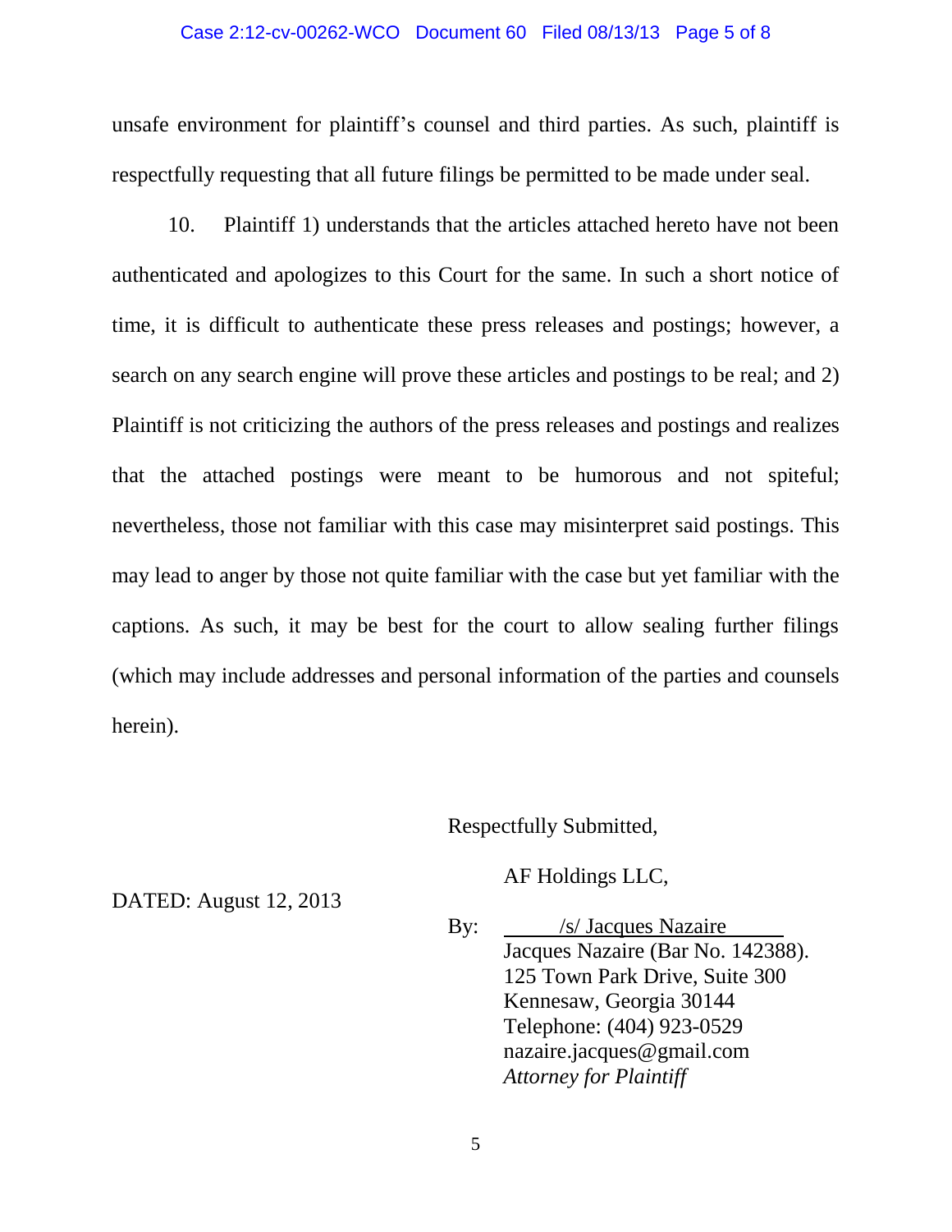unsafe environment for plaintiff's counsel and third parties. As such, plaintiff is respectfully requesting that all future filings be permitted to be made under seal.

10. Plaintiff 1) understands that the articles attached hereto have not been authenticated and apologizes to this Court for the same. In such a short notice of time, it is difficult to authenticate these press releases and postings; however, a search on any search engine will prove these articles and postings to be real; and 2) Plaintiff is not criticizing the authors of the press releases and postings and realizes that the attached postings were meant to be humorous and not spiteful; nevertheless, those not familiar with this case may misinterpret said postings. This may lead to anger by those not quite familiar with the case but yet familiar with the captions. As such, it may be best for the court to allow sealing further filings (which may include addresses and personal information of the parties and counsels herein).

Respectfully Submitted,

AF Holdings LLC,

DATED: August 12, 2013

By: /s/ Jacques Nazaire

Jacques Nazaire (Bar No. 142388).
125 Town Park Drive, Suite 300
Kennesaw, Georgia 30144
Telephone: (404) 923-0529
nazaire.jacques@gmail.com
*Attorney for Plaintiff*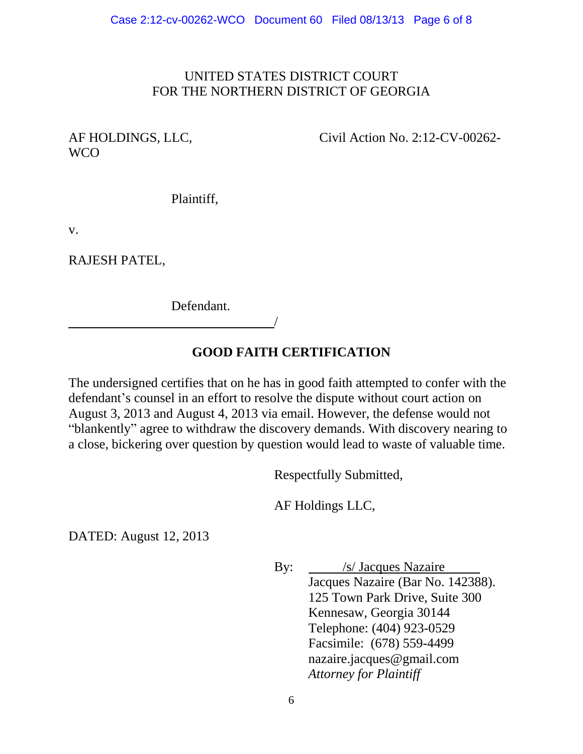UNITED STATES DISTRICT COURT
FOR THE NORTHERN DISTRICT OF GEORGIA

AF HOLDINGS, LLC,

Civil Action No. 2:12-CV-00262-WCO

Plaintiff,

v.

RAJESH PATEL,

Defendant.

_______________________________/

**GOOD FAITH CERTIFICATION**

The undersigned certifies that on he has in good faith attempted to confer with the defendant's counsel in an effort to resolve the dispute without court action on August 3, 2013 and August 4, 2013 via email. However, the defense would not "blankently" agree to withdraw the discovery demands. With discovery nearing to a close, bickering over question by question would lead to waste of valuable time.

Respectfully Submitted,

AF Holdings LLC,

DATED: August 12, 2013

By: /s/ Jacques Nazaire
Jacques Nazaire (Bar No. 142388).
125 Town Park Drive, Suite 300
Kennesaw, Georgia 30144
Telephone: (404) 923-0529
Facsimile: (678) 559-4499
nazaire.jacques@gmail.com
*Attorney for Plaintiff*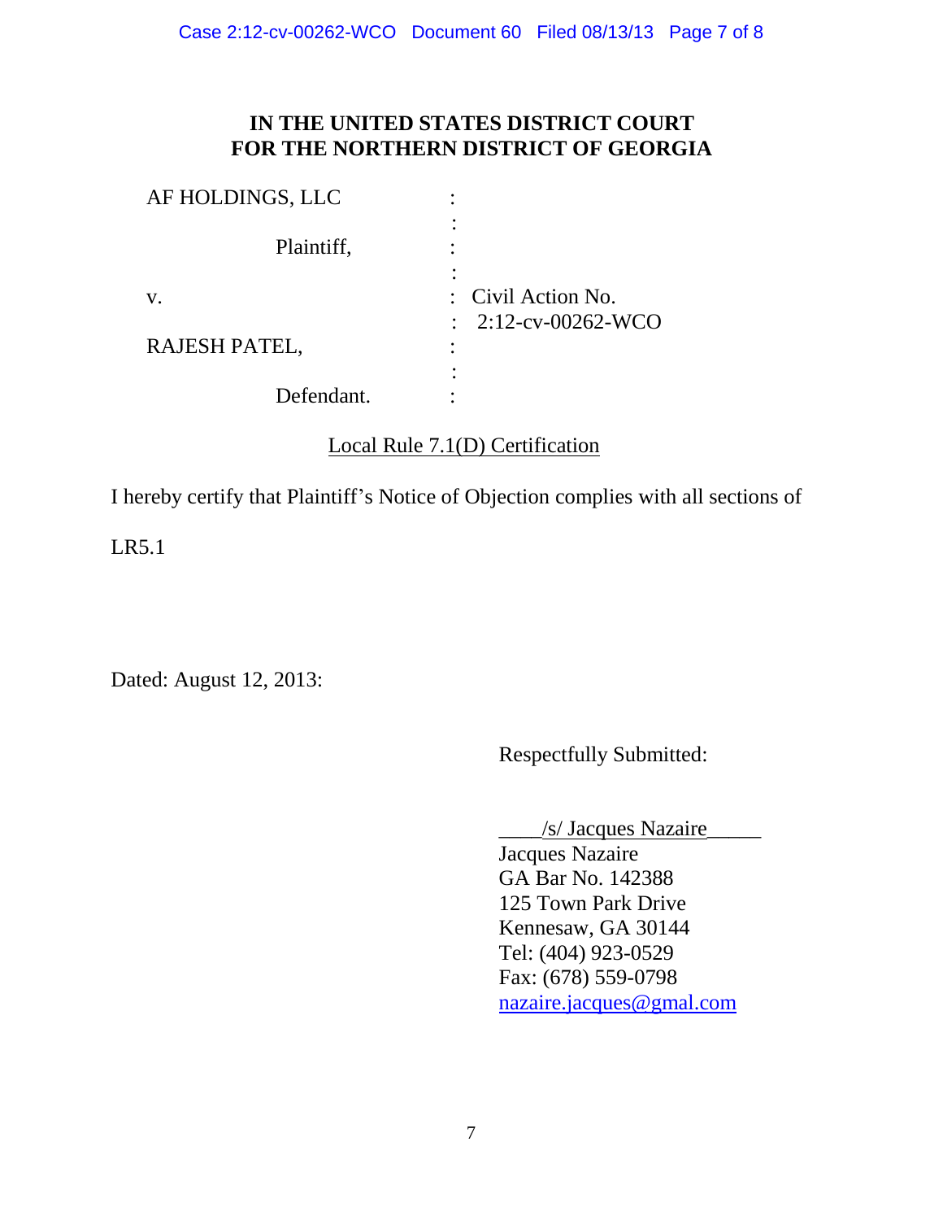**IN THE UNITED STATES DISTRICT COURT**
**FOR THE NORTHERN DISTRICT OF GEORGIA**

| | | |
|---|---|---|
| AF HOLDINGS, LLC | : | |
| | : | |
| Plaintiff, | : | |
| | : | |
| v. | : | Civil Action No. |
| | : | 2:12-cv-00262-WCO |
| RAJESH PATEL, | : | |
| | : | |
| Defendant. | : | |

Local Rule 7.1(D) Certification

I hereby certify that Plaintiff's Notice of Objection complies with all sections of LR5.1

Dated: August 12, 2013:

Respectfully Submitted:

____/s/ Jacques Nazaire_____
Jacques Nazaire
GA Bar No. 142388
125 Town Park Drive
Kennesaw, GA 30144
Tel: (404) 923-0529
Fax: (678) 559-0798
nazaire.jacques@gmal.com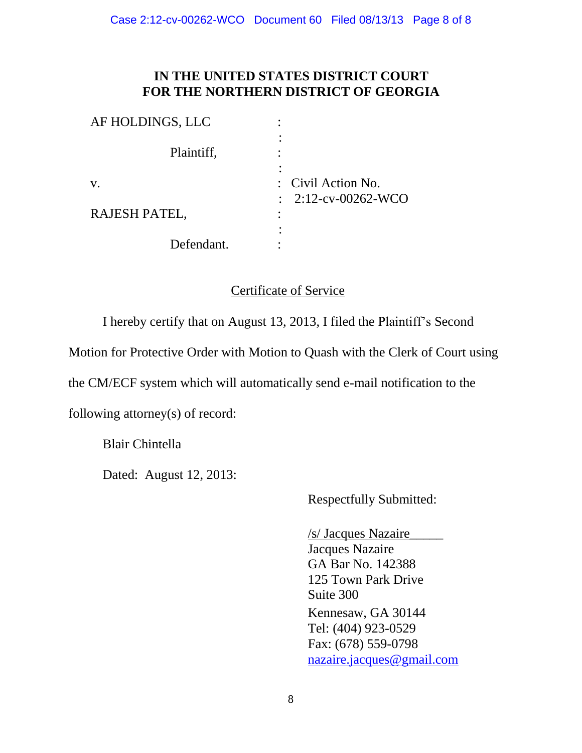**IN THE UNITED STATES DISTRICT COURT**
**FOR THE NORTHERN DISTRICT OF GEORGIA**

| | | |
|---|---|---|
| AF HOLDINGS, LLC | : | |
| Plaintiff, | : | |
| v. | : | Civil Action No. 2:12-cv-00262-WCO |
| RAJESH PATEL, | : | |
| Defendant. | : | |

Certificate of Service

I hereby certify that on August 13, 2013, I filed the Plaintiff's Second Motion for Protective Order with Motion to Quash with the Clerk of Court using the CM/ECF system which will automatically send e-mail notification to the following attorney(s) of record:

Blair Chintella

Dated: August 12, 2013:

Respectfully Submitted:

/s/ Jacques Nazaire_____
Jacques Nazaire
GA Bar No. 142388
125 Town Park Drive
Suite 300
Kennesaw, GA 30144
Tel: (404) 923-0529
Fax: (678) 559-0798
nazaire.jacques@gmail.com